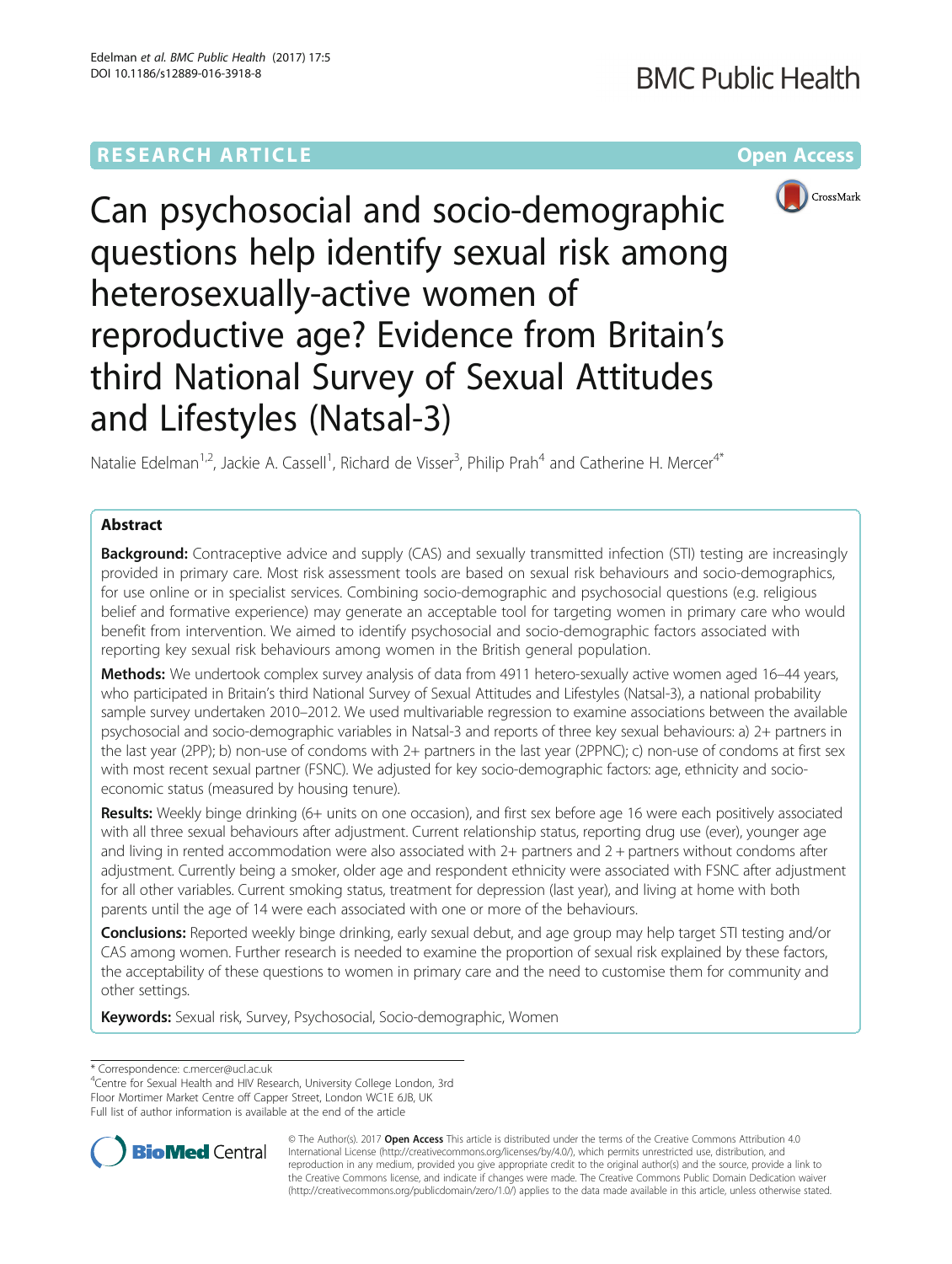RESEARCH ARTICLE

Open Access

# Can psychosocial and socio-demographic questions help identify sexual risk among heterosexually-active women of reproductive age? Evidence from Britain's third National Survey of Sexual Attitudes and Lifestyles (Natsal-3)

Natalie Edelman[1,2], Jackie A. Cassell[1], Richard de Visser[3], Philip Prah[4] and Catherine H. Mercer[4*]

## Abstract

**Background:** Contraceptive advice and supply (CAS) and sexually transmitted infection (STI) testing are increasingly provided in primary care. Most risk assessment tools are based on sexual risk behaviours and socio-demographics, for use online or in specialist services. Combining socio-demographic and psychosocial questions (e.g. religious belief and formative experience) may generate an acceptable tool for targeting women in primary care who would benefit from intervention. We aimed to identify psychosocial and socio-demographic factors associated with reporting key sexual risk behaviours among women in the British general population.

**Methods:** We undertook complex survey analysis of data from 4911 hetero-sexually active women aged 16–44 years, who participated in Britain's third National Survey of Sexual Attitudes and Lifestyles (Natsal-3), a national probability sample survey undertaken 2010–2012. We used multivariable regression to examine associations between the available psychosocial and socio-demographic variables in Natsal-3 and reports of three key sexual behaviours: a) 2+ partners in the last year (2PP); b) non-use of condoms with 2+ partners in the last year (2PPNC); c) non-use of condoms at first sex with most recent sexual partner (FSNC). We adjusted for key socio-demographic factors: age, ethnicity and socio-economic status (measured by housing tenure).

**Results:** Weekly binge drinking (6+ units on one occasion), and first sex before age 16 were each positively associated with all three sexual behaviours after adjustment. Current relationship status, reporting drug use (ever), younger age and living in rented accommodation were also associated with 2+ partners and 2 + partners without condoms after adjustment. Currently being a smoker, older age and respondent ethnicity were associated with FSNC after adjustment for all other variables. Current smoking status, treatment for depression (last year), and living at home with both parents until the age of 14 were each associated with one or more of the behaviours.

**Conclusions:** Reported weekly binge drinking, early sexual debut, and age group may help target STI testing and/or CAS among women. Further research is needed to examine the proportion of sexual risk explained by these factors, the acceptability of these questions to women in primary care and the need to customise them for community and other settings.

**Keywords:** Sexual risk, Survey, Psychosocial, Socio-demographic, Women

\* Correspondence: c.mercer@ucl.ac.uk
[4]Centre for Sexual Health and HIV Research, University College London, 3rd Floor Mortimer Market Centre off Capper Street, London WC1E 6JB, UK
Full list of author information is available at the end of the article

© The Author(s). 2017 **Open Access** This article is distributed under the terms of the Creative Commons Attribution 4.0 International License (http://creativecommons.org/licenses/by/4.0/), which permits unrestricted use, distribution, and reproduction in any medium, provided you give appropriate credit to the original author(s) and the source, provide a link to the Creative Commons license, and indicate if changes were made. The Creative Commons Public Domain Dedication waiver (http://creativecommons.org/publicdomain/zero/1.0/) applies to the data made available in this article, unless otherwise stated.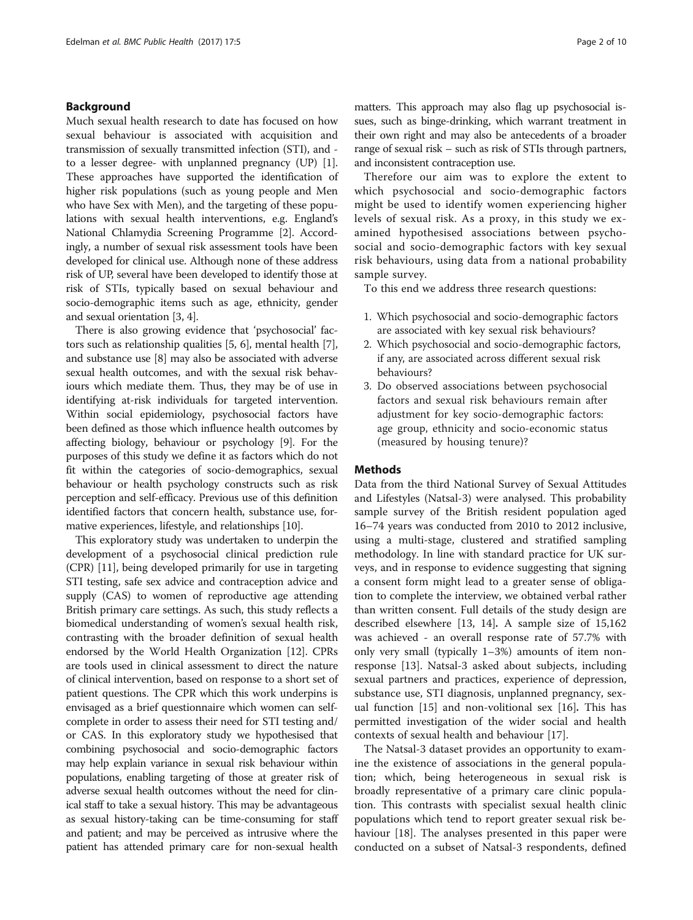## Background

Much sexual health research to date has focused on how sexual behaviour is associated with acquisition and transmission of sexually transmitted infection (STI), and - to a lesser degree- with unplanned pregnancy (UP) [1]. These approaches have supported the identification of higher risk populations (such as young people and Men who have Sex with Men), and the targeting of these populations with sexual health interventions, e.g. England's National Chlamydia Screening Programme [2]. Accordingly, a number of sexual risk assessment tools have been developed for clinical use. Although none of these address risk of UP, several have been developed to identify those at risk of STIs, typically based on sexual behaviour and socio-demographic items such as age, ethnicity, gender and sexual orientation [3, 4].

There is also growing evidence that 'psychosocial' factors such as relationship qualities [5, 6], mental health [7], and substance use [8] may also be associated with adverse sexual health outcomes, and with the sexual risk behaviours which mediate them. Thus, they may be of use in identifying at-risk individuals for targeted intervention. Within social epidemiology, psychosocial factors have been defined as those which influence health outcomes by affecting biology, behaviour or psychology [9]. For the purposes of this study we define it as factors which do not fit within the categories of socio-demographics, sexual behaviour or health psychology constructs such as risk perception and self-efficacy. Previous use of this definition identified factors that concern health, substance use, formative experiences, lifestyle, and relationships [10].

This exploratory study was undertaken to underpin the development of a psychosocial clinical prediction rule (CPR) [11], being developed primarily for use in targeting STI testing, safe sex advice and contraception advice and supply (CAS) to women of reproductive age attending British primary care settings. As such, this study reflects a biomedical understanding of women's sexual health risk, contrasting with the broader definition of sexual health endorsed by the World Health Organization [12]. CPRs are tools used in clinical assessment to direct the nature of clinical intervention, based on response to a short set of patient questions. The CPR which this work underpins is envisaged as a brief questionnaire which women can self-complete in order to assess their need for STI testing and/or CAS. In this exploratory study we hypothesised that combining psychosocial and socio-demographic factors may help explain variance in sexual risk behaviour within populations, enabling targeting of those at greater risk of adverse sexual health outcomes without the need for clinical staff to take a sexual history. This may be advantageous as sexual history-taking can be time-consuming for staff and patient; and may be perceived as intrusive where the patient has attended primary care for non-sexual health matters. This approach may also flag up psychosocial issues, such as binge-drinking, which warrant treatment in their own right and may also be antecedents of a broader range of sexual risk – such as risk of STIs through partners, and inconsistent contraception use.

Therefore our aim was to explore the extent to which psychosocial and socio-demographic factors might be used to identify women experiencing higher levels of sexual risk. As a proxy, in this study we examined hypothesised associations between psychosocial and socio-demographic factors with key sexual risk behaviours, using data from a national probability sample survey.

To this end we address three research questions:

1. Which psychosocial and socio-demographic factors are associated with key sexual risk behaviours?
2. Which psychosocial and socio-demographic factors, if any, are associated across different sexual risk behaviours?
3. Do observed associations between psychosocial factors and sexual risk behaviours remain after adjustment for key socio-demographic factors: age group, ethnicity and socio-economic status (measured by housing tenure)?

## Methods

Data from the third National Survey of Sexual Attitudes and Lifestyles (Natsal-3) were analysed. This probability sample survey of the British resident population aged 16–74 years was conducted from 2010 to 2012 inclusive, using a multi-stage, clustered and stratified sampling methodology. In line with standard practice for UK surveys, and in response to evidence suggesting that signing a consent form might lead to a greater sense of obligation to complete the interview, we obtained verbal rather than written consent. Full details of the study design are described elsewhere [13, 14]. A sample size of 15,162 was achieved - an overall response rate of 57.7% with only very small (typically 1–3%) amounts of item non-response [13]. Natsal-3 asked about subjects, including sexual partners and practices, experience of depression, substance use, STI diagnosis, unplanned pregnancy, sexual function [15] and non-volitional sex [16]. This has permitted investigation of the wider social and health contexts of sexual health and behaviour [17].

The Natsal-3 dataset provides an opportunity to examine the existence of associations in the general population; which, being heterogeneous in sexual risk is broadly representative of a primary care clinic population. This contrasts with specialist sexual health clinic populations which tend to report greater sexual risk behaviour [18]. The analyses presented in this paper were conducted on a subset of Natsal-3 respondents, defined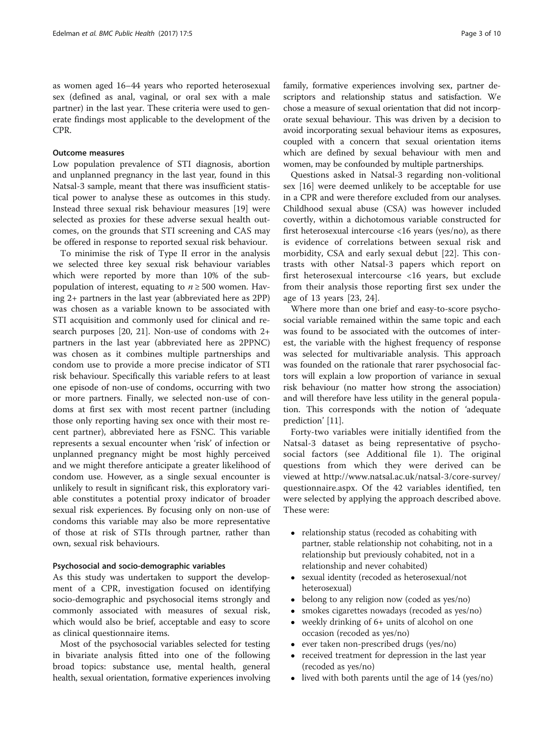as women aged 16–44 years who reported heterosexual sex (defined as anal, vaginal, or oral sex with a male partner) in the last year. These criteria were used to generate findings most applicable to the development of the CPR.

### Outcome measures

Low population prevalence of STI diagnosis, abortion and unplanned pregnancy in the last year, found in this Natsal-3 sample, meant that there was insufficient statistical power to analyse these as outcomes in this study. Instead three sexual risk behaviour measures [19] were selected as proxies for these adverse sexual health outcomes, on the grounds that STI screening and CAS may be offered in response to reported sexual risk behaviour.

To minimise the risk of Type II error in the analysis we selected three key sexual risk behaviour variables which were reported by more than 10% of the subpopulation of interest, equating to $n \geq 500$ women. Having 2+ partners in the last year (abbreviated here as 2PP) was chosen as a variable known to be associated with STI acquisition and commonly used for clinical and research purposes [20, 21]. Non-use of condoms with 2+ partners in the last year (abbreviated here as 2PPNC) was chosen as it combines multiple partnerships and condom use to provide a more precise indicator of STI risk behaviour. Specifically this variable refers to at least one episode of non-use of condoms, occurring with two or more partners. Finally, we selected non-use of condoms at first sex with most recent partner (including those only reporting having sex once with their most recent partner), abbreviated here as FSNC. This variable represents a sexual encounter when 'risk' of infection or unplanned pregnancy might be most highly perceived and we might therefore anticipate a greater likelihood of condom use. However, as a single sexual encounter is unlikely to result in significant risk, this exploratory variable constitutes a potential proxy indicator of broader sexual risk experiences. By focusing only on non-use of condoms this variable may also be more representative of those at risk of STIs through partner, rather than own, sexual risk behaviours.

### Psychosocial and socio-demographic variables

As this study was undertaken to support the development of a CPR, investigation focused on identifying socio-demographic and psychosocial items strongly and commonly associated with measures of sexual risk, which would also be brief, acceptable and easy to score as clinical questionnaire items.

Most of the psychosocial variables selected for testing in bivariate analysis fitted into one of the following broad topics: substance use, mental health, general health, sexual orientation, formative experiences involving family, formative experiences involving sex, partner descriptors and relationship status and satisfaction. We chose a measure of sexual orientation that did not incorporate sexual behaviour. This was driven by a decision to avoid incorporating sexual behaviour items as exposures, coupled with a concern that sexual orientation items which are defined by sexual behaviour with men and women, may be confounded by multiple partnerships.

Questions asked in Natsal-3 regarding non-volitional sex [16] were deemed unlikely to be acceptable for use in a CPR and were therefore excluded from our analyses. Childhood sexual abuse (CSA) was however included covertly, within a dichotomous variable constructed for first heterosexual intercourse <16 years (yes/no), as there is evidence of correlations between sexual risk and morbidity, CSA and early sexual debut [22]. This contrasts with other Natsal-3 papers which report on first heterosexual intercourse <16 years, but exclude from their analysis those reporting first sex under the age of 13 years [23, 24].

Where more than one brief and easy-to-score psychosocial variable remained within the same topic and each was found to be associated with the outcomes of interest, the variable with the highest frequency of response was selected for multivariable analysis. This approach was founded on the rationale that rarer psychosocial factors will explain a low proportion of variance in sexual risk behaviour (no matter how strong the association) and will therefore have less utility in the general population. This corresponds with the notion of 'adequate prediction' [11].

Forty-two variables were initially identified from the Natsal-3 dataset as being representative of psychosocial factors (see Additional file 1). The original questions from which they were derived can be viewed at http://www.natsal.ac.uk/natsal-3/core-survey/questionnaire.aspx. Of the 42 variables identified, ten were selected by applying the approach described above. These were:

- relationship status (recoded as cohabiting with partner, stable relationship not cohabiting, not in a relationship but previously cohabited, not in a relationship and never cohabited)
- sexual identity (recoded as heterosexual/not heterosexual)
- belong to any religion now (coded as yes/no)
- smokes cigarettes nowadays (recoded as yes/no)
- weekly drinking of 6+ units of alcohol on one occasion (recoded as yes/no)
- ever taken non-prescribed drugs (yes/no)
- received treatment for depression in the last year (recoded as yes/no)
- lived with both parents until the age of 14 (yes/no)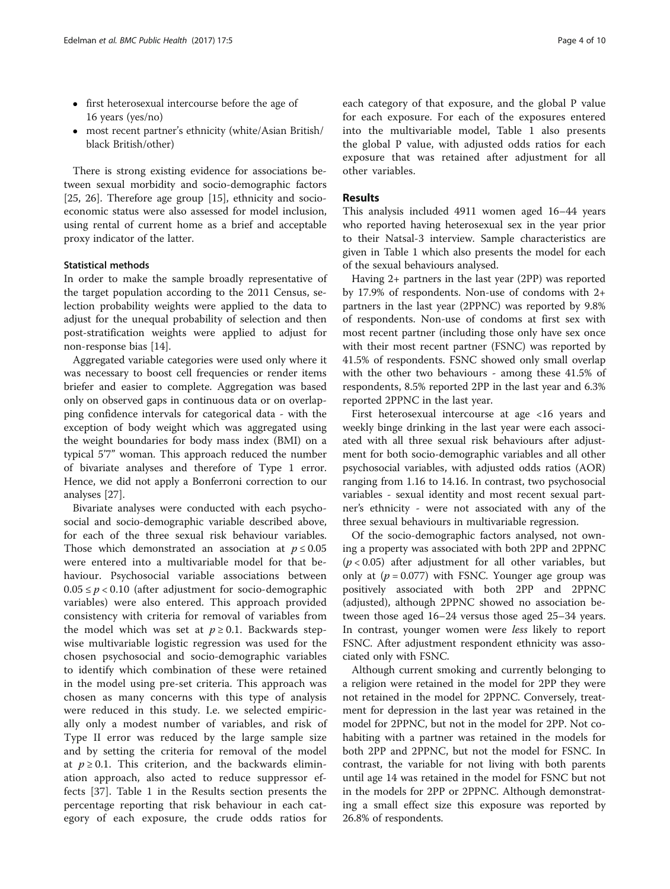- first heterosexual intercourse before the age of 16 years (yes/no)
- most recent partner's ethnicity (white/Asian British/black British/other)

There is strong existing evidence for associations between sexual morbidity and socio-demographic factors [25, 26]. Therefore age group [15], ethnicity and socio-economic status were also assessed for model inclusion, using rental of current home as a brief and acceptable proxy indicator of the latter.

### Statistical methods

In order to make the sample broadly representative of the target population according to the 2011 Census, selection probability weights were applied to the data to adjust for the unequal probability of selection and then post-stratification weights were applied to adjust for non-response bias [14].

Aggregated variable categories were used only where it was necessary to boost cell frequencies or render items briefer and easier to complete. Aggregation was based only on observed gaps in continuous data or on overlapping confidence intervals for categorical data - with the exception of body weight which was aggregated using the weight boundaries for body mass index (BMI) on a typical 5'7" woman. This approach reduced the number of bivariate analyses and therefore of Type 1 error. Hence, we did not apply a Bonferroni correction to our analyses [27].

Bivariate analyses were conducted with each psychosocial and socio-demographic variable described above, for each of the three sexual risk behaviour variables. Those which demonstrated an association at $p \leq 0.05$ were entered into a multivariable model for that behaviour. Psychosocial variable associations between $0.05 \leq p < 0.10$ (after adjustment for socio-demographic variables) were also entered. This approach provided consistency with criteria for removal of variables from the model which was set at $p \geq 0.1$. Backwards stepwise multivariable logistic regression was used for the chosen psychosocial and socio-demographic variables to identify which combination of these were retained in the model using pre-set criteria. This approach was chosen as many concerns with this type of analysis were reduced in this study. I.e. we selected empirically only a modest number of variables, and risk of Type II error was reduced by the large sample size and by setting the criteria for removal of the model at $p \geq 0.1$. This criterion, and the backwards elimination approach, also acted to reduce suppressor effects [37]. Table 1 in the Results section presents the percentage reporting that risk behaviour in each category of each exposure, the crude odds ratios for each category of that exposure, and the global P value for each exposure. For each of the exposures entered into the multivariable model, Table 1 also presents the global P value, with adjusted odds ratios for each exposure that was retained after adjustment for all other variables.

## Results

This analysis included 4911 women aged 16–44 years who reported having heterosexual sex in the year prior to their Natsal-3 interview. Sample characteristics are given in Table 1 which also presents the model for each of the sexual behaviours analysed.

Having 2+ partners in the last year (2PP) was reported by 17.9% of respondents. Non-use of condoms with 2+ partners in the last year (2PPNC) was reported by 9.8% of respondents. Non-use of condoms at first sex with most recent partner (including those only have sex once with their most recent partner (FSNC) was reported by 41.5% of respondents. FSNC showed only small overlap with the other two behaviours - among these 41.5% of respondents, 8.5% reported 2PP in the last year and 6.3% reported 2PPNC in the last year.

First heterosexual intercourse at age <16 years and weekly binge drinking in the last year were each associated with all three sexual risk behaviours after adjustment for both socio-demographic variables and all other psychosocial variables, with adjusted odds ratios (AOR) ranging from 1.16 to 14.16. In contrast, two psychosocial variables - sexual identity and most recent sexual partner's ethnicity - were not associated with any of the three sexual behaviours in multivariable regression.

Of the socio-demographic factors analysed, not owning a property was associated with both 2PP and 2PPNC ($p < 0.05$) after adjustment for all other variables, but only at ($p = 0.077$) with FSNC. Younger age group was positively associated with both 2PP and 2PPNC (adjusted), although 2PPNC showed no association between those aged 16–24 versus those aged 25–34 years. In contrast, younger women were *less* likely to report FSNC. After adjustment respondent ethnicity was associated only with FSNC.

Although current smoking and currently belonging to a religion were retained in the model for 2PP they were not retained in the model for 2PPNC. Conversely, treatment for depression in the last year was retained in the model for 2PPNC, but not in the model for 2PP. Not cohabiting with a partner was retained in the models for both 2PP and 2PPNC, but not the model for FSNC. In contrast, the variable for not living with both parents until age 14 was retained in the model for FSNC but not in the models for 2PP or 2PPNC. Although demonstrating a small effect size this exposure was reported by 26.8% of respondents.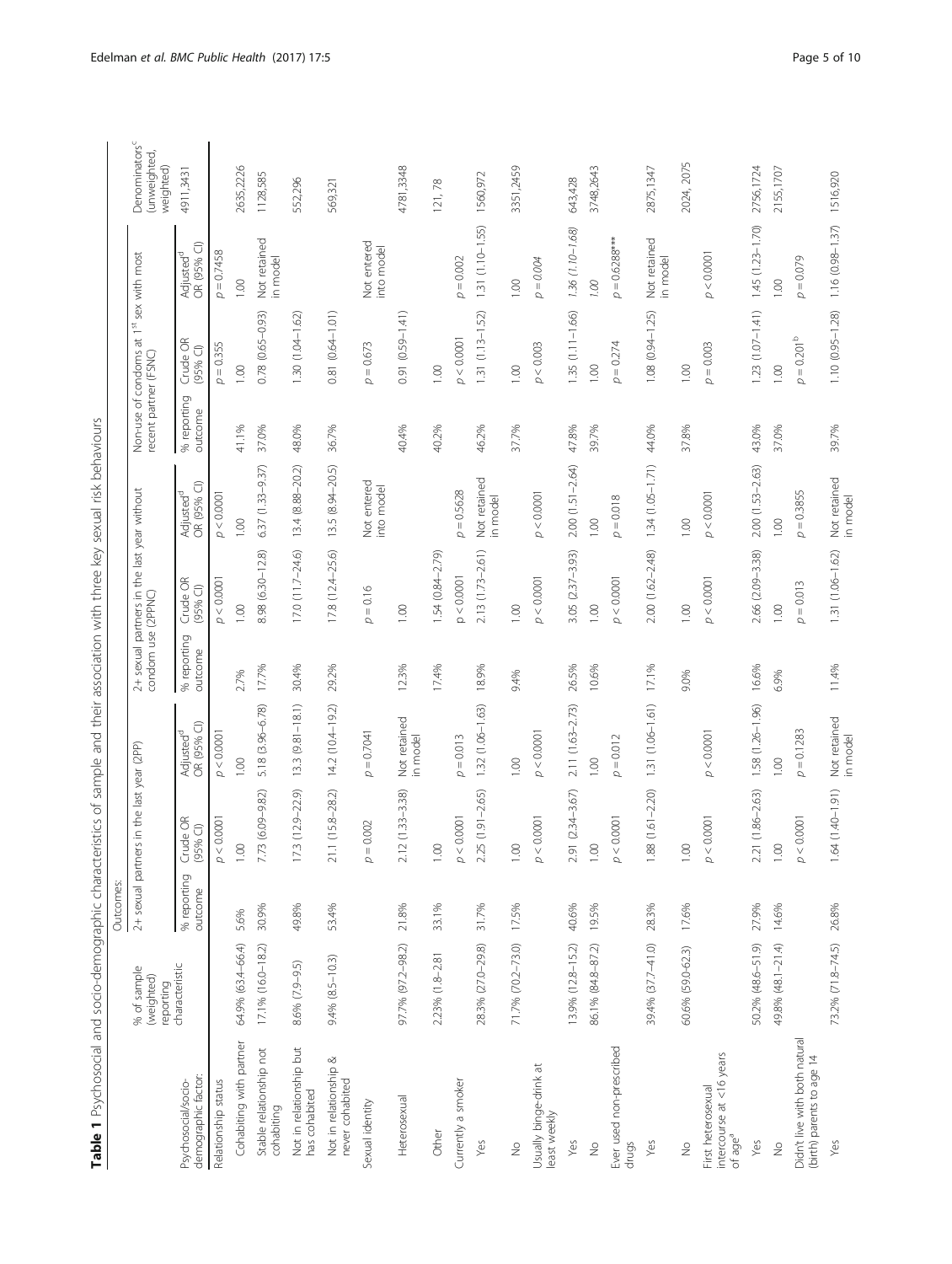**Table 1** Psychosocial and socio-demographic characteristics of sample and their association with three key sexual risk behaviours

| Psychosocial/socio-demographic factor: | % of sample (weighted) reporting characteristic | Outcomes: 2+ sexual partners in the last year (2PP) | | | 2+ sexual partners in the last year without condom use (2PPNC) | | | Non-use of condoms at 1st sex with most recent partner (FSNC) | | | Denominators[c] (unweighted, weighted) |
|---|---|---|---|---|---|---|---|---|---|---|---|
| | | % reporting outcome | Crude OR (95% CI) | Adjusted[d] OR (95% CI) | % reporting outcome | Crude OR (95% CI) | Adjusted[d] OR (95% CI) | % reporting outcome | Crude OR (95% CI) | Adjusted[d] OR (95% CI) | 4911,3431 |
| Relationship status | | | $p < 0.0001$ | $p < 0.0001$ | | $p < 0.0001$ | $p < 0.0001$ | | $p = 0.355$ | $p = 0.7458$ | |
| Cohabiting with partner | 64.9% (63.4–66.4) | 5.6% | 1.00 | 1.00 | 2.7% | 1.00 | 1.00 | 41.1% | 1.00 | 1.00 | 2635,2226 |
| Stable relationship not cohabiting | 17.1% (16.0–18.2) | 30.9% | 7.73 (6.09–9.82) | 5.18 (3.96–6.78) | 17.7% | 8.98 (6.30–12.8) | 6.37 (1.33–9.37) | 37.0% | 0.78 (0.65–0.93) | Not retained in model | 1128,585 |
| Not in relationship but has cohabited | 8.6% (7.9–9.5) | 49.8% | 17.3 (12.9–22.9) | 13.3 (9.81–18.1) | 30.4% | 17.0 (11.7–24.6) | 13.4 (8.88–20.2) | 48.0% | 1.30 (1.04–1.62) | | 552,296 |
| Not in relationship & never cohabited | 9.4% (8.5–10.3) | 53.4% | 21.1 (15.8–28.2) | 14.2 (10.4–19.2) | 29.2% | 17.8 (12.4–25.6) | 13.5 (8.94–20.5) | 36.7% | 0.81 (0.64–1.01) | | 569,321 |
| Sexual identity | | | $p = 0.002$ | $p = 0.7041$ | | $p = 0.16$ | Not entered into model | | $p = 0.673$ | Not entered into model | |
| Heterosexual | 97.7% (97.2–98.2) | 21.8% | 2.12 (1.33–3.38) | Not retained in model | 12.3% | 1.00 | | 40.4% | 0.91 (0.59–1.41) | | 4781,3348 |
| Other | 2.23% (1.8–2.81) | 33.1% | 1.00 | | 17.4% | 1.54 (0.84–2.79) | | 40.2% | 1.00 | | 121, 78 |
| Currently a smoker | | | $p < 0.0001$ | $p = 0.013$ | | $p < 0.0001$ | $p = 0.5628$ | | $p < 0.0001$ | $p = 0.002$ | |
| Yes | 28.3% (27.0–29.8) | 31.7% | 2.25 (1.91–2.65) | 1.32 (1.06–1.63) | 18.9% | 2.13 (1.73–2.61) | Not retained in model | 46.2% | 1.31 (1.13–1.52) | 1.31 (1.10–1.55) | 1560,972 |
| No | 71.7% (70.2–73.0) | 17.5% | 1.00 | 1.00 | 9.4% | 1.00 | | 37.7% | 1.00 | 1.00 | 3351,2459 |
| Usually binge-drink at least weekly | | | $p < 0.0001$ | $p < 0.0001$ | | $p < 0.0001$ | $p < 0.0001$ | | $p < 0.003$ | $p = 0.004$ | |
| Yes | 13.9% (12.8–15.2) | 40.6% | 2.91 (2.34–3.67) | 2.11 (1.63–2.73) | 26.5% | 3.05 (2.37–3.93) | 2.00 (1.51–2.64) | 47.8% | 1.35 (1.11–1.66) | 1.36 (1.10–1.68) | 643,428 |
| No | 86.1% (84.8–87.2) | 19.5% | 1.00 | 1.00 | 10.6% | 1.00 | 1.00 | 39.7% | 1.00 | 1.00 | 3748,2643 |
| Ever used non-prescribed drugs | | | $p < 0.0001$ | $p = 0.012$ | | $p < 0.0001$ | $p = 0.018$ | | $p = 0.274$ | $p = 0.6288$*** | |
| Yes | 39.4% (37.7–41.0) | 28.3% | 1.88 (1.61–2.20) | 1.31 (1.06–1.61) | 17.1% | 2.00 (1.62–2.48) | 1.34 (1.05–1.71) | 44.0% | 1.08 (0.94–1.25) | Not retained in model | 2875,1347 |
| No | 60.6% (59.0–62.3) | 17.6% | 1.00 | | 9.0% | 1.00 | 1.00 | 37.8% | 1.00 | | 2024, 2075 |
| First heterosexual intercourse at <16 years of age[a] | | | $p < 0.0001$ | $p < 0.0001$ | | $p < 0.0001$ | $p < 0.0001$ | | $p = 0.003$ | $p < 0.0001$ | |
| Yes | 50.2% (48.6–51.9) | 27.9% | 2.21 (1.86–2.63) | 1.58 (1.26–1.96) | 16.6% | 2.66 (2.09–3.38) | 2.00 (1.53–2.63) | 43.0% | 1.23 (1.07–1.41) | 1.45 (1.23–1.70) | 2756,1724 |
| No | 49.8% (48.1–21.4) | 14.6% | 1.00 | 1.00 | 6.9% | 1.00 | 1.00 | 37.0% | 1.00 | 1.00 | 2155,1707 |
| Didn't live with both natural (birth) parents to age 14 | | | $p < 0.0001$ | $p = 0.1283$ | | $p = 0.013$ | $p = 0.3855$ | | $p = 0.201$[b] | $p = 0.079$ | |
| Yes | 73.2% (71.8–74.5) | 26.8% | 1.64 (1.40–1.91) | Not retained in model | 11.4% | 1.31 (1.06–1.62) | Not retained in model | 39.7% | 1.10 (0.95–1.28) | 1.16 (0.98–1.37) | 1516,920 |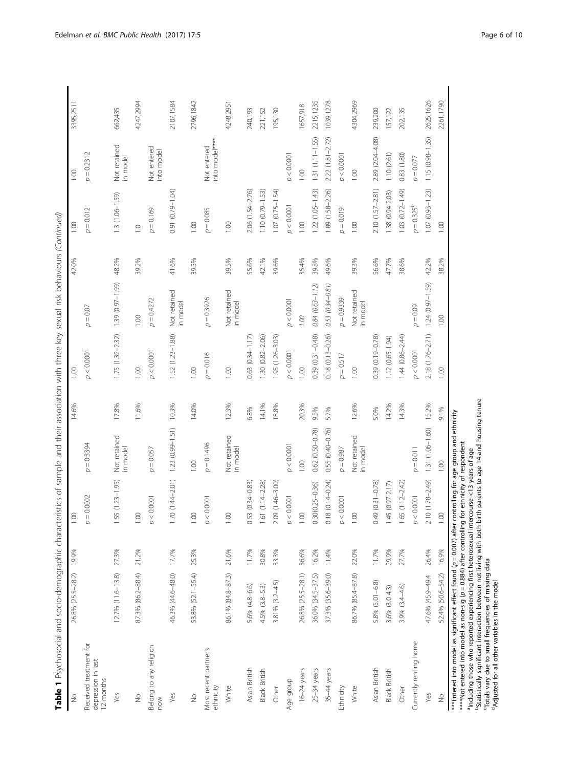**Table 1** Psychosocial and socio-demographic characteristics of sample and their association with three key sexual risk behaviours *(Continued)*

| | | | | | | | | | | | |
|---|---|---|---|---|---|---|---|---|---|---|---|
| No | 26.8% (25.5–28.2) | 19.9% | 1.00 | | 14.6% | 1.00 | | 42.0% | 1.00 | 1.00 | 3395,2511 |
| Received treatment for depression in last 12 months | | | $p = 0.0002$ | $p = 0.3394$ | | $p < 0.0001$ | $p = 0.07$ | | $p = 0.012$ | $p = 0.2312$ | |
| Yes | 12.7% (11.6–13.8) | 27.3% | 1.55 (1.23–1.95) | Not retained in model | 17.8% | 1.75 (1.32–2.32) | 1.39 (0.97–1.99) | 48.2% | 1.3 (1.06–1.59) | Not retained in model | 662,435 |
| No | 87.3% (86.2–88.4) | 21.2% | 1.00 | | 11.6% | 1.00 | 1.00 | 39.2% | 1.0 | | 4247,2994 |
| Belong to any religion now | | | $p < 0.0001$ | $p = 0.057$ | | $p < 0.0001$ | $p = 0.4272$ | | $p = 0.169$ | Not entered into model | |
| Yes | 46.3% (44.6–48.0) | 17.7% | 1.70 (1.44–2.01) | 1.23 (0.99–1.51) | 10.3% | 1.52 (1.23–1.88) | Not retained in model | 41.6% | 0.91 (0.79–1.04) | | 2107,1584 |
| No | 53.8% (52.1–55.4) | 25.3% | 1.00 | 1.00 | 14.0% | 1.00 | | 39.5% | 1.00 | | 2796,1842 |
| Most recent partner's ethnicity | | | $p < 0.0001$ | $p = 0.1496$ | | $p = 0.016$ | $p = 0.3926$ | | $p = 0.085$ | Not entered into model**** | |
| White | 86.1% (84.8–87.3) | 21.6% | 1.00 | Not retained in model | 12.3% | 1.00 | Not retained in model | 39.5% | 1.00 | | 4248,2951 |
| Asian British | 5.6% (4.8–6.6) | 11.7% | 0.53 (0.34–0.83) | | 6.8% | 0.63 (0.34–1.17) | | 55.6% | 2.06 (1.54–2.76) | | 240,193 |
| Black British | 4.5% (3.8–5.3) | 30.8% | 1.61 (1.14–2.28) | | 14.1% | 1.30 (0.82–2.06) | | 42.1% | 1.10 (0.79–1.53) | | 221,152 |
| Other | 3.81% (3.2–4.5) | 33.3% | 2.09 (1.46–3.00) | | 18.8% | 1.95 (1.26–3.03) | | 39.6% | 1.07 (0.75–1.54) | | 195,130 |
| Age group | | | $p < 0.0001$ | $p < 0.0001$ | | $p < 0.0001$ | $p < 0.0001$ | | $p < 0.0001$ | $p < 0.0001$ | |
| 16–24 years | 26.8% (25.5–28.1) | 36.6% | 1.00 | 1.00 | 20.3% | 1.00 | *1.00* | 35.4% | 1.00 | 1.00 | 1657,918 |
| 25–34 years | 36.0% (34.5–37.5) | 16.2% | 0.30(0.25–0.36) | 0.62 (0.50–0.78) | 9.5% | 0.39 (0.31–0.48) | *0.84 (0.63–1.12)* | 39.8% | 1.22 (1.05–1.43) | 1.31 (1.11–1.55) | 2215,1235 |
| 35–44 years | 37.3% (35.6–39.0) | 11.4% | 0.18 (0.14–0.24) | 0.55 (0.40–0.76) | 5.7% | 0.18 (0.13–0.26) | *0.53 (0.34–0.81)* | 49.6% | 1.89 (1.58–2.26) | 2.22 (1.81–2.72) | 1039,1278 |
| Ethnicity | | | $p < 0.0001$ | $p = 0.987$ | | $p = 0.517$ | $p = 0.9339$ | | $p = 0.019$ | $p < 0.0001$ | |
| White | 86.7% (85.4–87.8) | 22.0% | 1.00 | Not retained in model | 12.6% | 1.00 | Not retained in model | 39.3% | 1.00 | 1.00 | 4304,2969 |
| Asian British | 5.8% (5.01–6.8) | 11.7% | 0.49 (0.31–0.78) | | 5.0% | 0.39 (0.19–0.78) | | 56.6% | 2.10 (1.57–2.81) | 2.89 (2.04–4.08) | 239,200 |
| Black British | 3.6% (3.0–4.3) | 29.9% | 1.45 (0.97–2.17) | | 14.2% | 1.12 (0.65–1.94) | | 47.7% | 1.38 (0.94–2.03) | 1.10 (2.61) | 157,122 |
| Other | 3.9% (3.4–4.6) | 27.7% | 1.65 (1.12–2.42) | | 14.3% | 1.44 (0.86–2.44) | | 38.6% | 1.03 (0.72–1.49) | 0.83 (1.80) | 202,135 |
| Currently renting home | | | $p < 0.0001$ | $p = 0.011$ | | $p < 0.0001$ | $p = 0.09$ | | $p = 0.325$[b] | $p = 0.077$ | |
| Yes | 47.6% (45.9–49.4) | 26.4% | 2.10 (1.78–2.49) | 1.31 (1.06–1.60) | 15.2% | 2.18 (1.76–2.71) | 1.24 (0.97–1.59) | 42.2% | 1.07 (0.93–1.23) | 1.15 (0.98–1.35) | 2625,1626 |
| No | 52.4% (50.6–54.2) | 16.9% | 1.00 | 1.00 | 9.1% | 1.00 | 1.00 | 38.2% | 1.00 | | 2261,1790 |

***Entered into model as significant effect found ($p = 0.007$) after controlling for age group and ethnicity
****Not entered into model as non-sig ($p = 0.884$) after controlling for ethnicity of respondent
[a]Including those who reported experiencing first heterosexual intercourse <13 years of age
[b]Statistically significant interaction between not living with both birth parents to age 14 and housing tenure
[c]Totals vary due to small frequencies of missing data
[d]Adjusted for all other variables in the model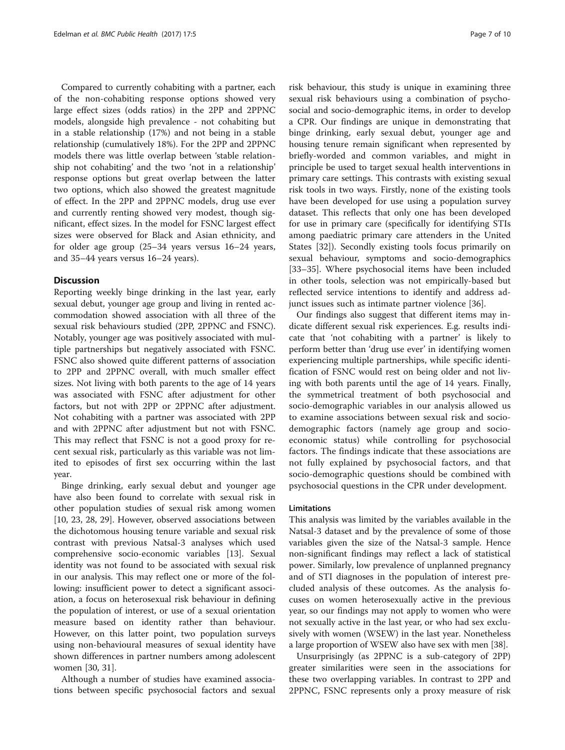Compared to currently cohabiting with a partner, each of the non-cohabiting response options showed very large effect sizes (odds ratios) in the 2PP and 2PPNC models, alongside high prevalence - not cohabiting but in a stable relationship (17%) and not being in a stable relationship (cumulatively 18%). For the 2PP and 2PPNC models there was little overlap between 'stable relationship not cohabiting' and the two 'not in a relationship' response options but great overlap between the latter two options, which also showed the greatest magnitude of effect. In the 2PP and 2PPNC models, drug use ever and currently renting showed very modest, though significant, effect sizes. In the model for FSNC largest effect sizes were observed for Black and Asian ethnicity, and for older age group (25–34 years versus 16–24 years, and 35–44 years versus 16–24 years).

## Discussion

Reporting weekly binge drinking in the last year, early sexual debut, younger age group and living in rented accommodation showed association with all three of the sexual risk behaviours studied (2PP, 2PPNC and FSNC). Notably, younger age was positively associated with multiple partnerships but negatively associated with FSNC. FSNC also showed quite different patterns of association to 2PP and 2PPNC overall, with much smaller effect sizes. Not living with both parents to the age of 14 years was associated with FSNC after adjustment for other factors, but not with 2PP or 2PPNC after adjustment. Not cohabiting with a partner was associated with 2PP and with 2PPNC after adjustment but not with FSNC. This may reflect that FSNC is not a good proxy for recent sexual risk, particularly as this variable was not limited to episodes of first sex occurring within the last year.

Binge drinking, early sexual debut and younger age have also been found to correlate with sexual risk in other population studies of sexual risk among women [10, 23, 28, 29]. However, observed associations between the dichotomous housing tenure variable and sexual risk contrast with previous Natsal-3 analyses which used comprehensive socio-economic variables [13]. Sexual identity was not found to be associated with sexual risk in our analysis. This may reflect one or more of the following: insufficient power to detect a significant association, a focus on heterosexual risk behaviour in defining the population of interest, or use of a sexual orientation measure based on identity rather than behaviour. However, on this latter point, two population surveys using non-behavioural measures of sexual identity have shown differences in partner numbers among adolescent women [30, 31].

Although a number of studies have examined associations between specific psychosocial factors and sexual risk behaviour, this study is unique in examining three sexual risk behaviours using a combination of psychosocial and socio-demographic items, in order to develop a CPR. Our findings are unique in demonstrating that binge drinking, early sexual debut, younger age and housing tenure remain significant when represented by briefly-worded and common variables, and might in principle be used to target sexual health interventions in primary care settings. This contrasts with existing sexual risk tools in two ways. Firstly, none of the existing tools have been developed for use using a population survey dataset. This reflects that only one has been developed for use in primary care (specifically for identifying STIs among paediatric primary care attenders in the United States [32]). Secondly existing tools focus primarily on sexual behaviour, symptoms and socio-demographics [33–35]. Where psychosocial items have been included in other tools, selection was not empirically-based but reflected service intentions to identify and address adjunct issues such as intimate partner violence [36].

Our findings also suggest that different items may indicate different sexual risk experiences. E.g. results indicate that 'not cohabiting with a partner' is likely to perform better than 'drug use ever' in identifying women experiencing multiple partnerships, while specific identification of FSNC would rest on being older and not living with both parents until the age of 14 years. Finally, the symmetrical treatment of both psychosocial and socio-demographic variables in our analysis allowed us to examine associations between sexual risk and socio-demographic factors (namely age group and socio-economic status) while controlling for psychosocial factors. The findings indicate that these associations are not fully explained by psychosocial factors, and that socio-demographic questions should be combined with psychosocial questions in the CPR under development.

### Limitations

This analysis was limited by the variables available in the Natsal-3 dataset and by the prevalence of some of those variables given the size of the Natsal-3 sample. Hence non-significant findings may reflect a lack of statistical power. Similarly, low prevalence of unplanned pregnancy and of STI diagnoses in the population of interest precluded analysis of these outcomes. As the analysis focuses on women heterosexually active in the previous year, so our findings may not apply to women who were not sexually active in the last year, or who had sex exclusively with women (WSEW) in the last year. Nonetheless a large proportion of WSEW also have sex with men [38].

Unsurprisingly (as 2PPNC is a sub-category of 2PP) greater similarities were seen in the associations for these two overlapping variables. In contrast to 2PP and 2PPNC, FSNC represents only a proxy measure of risk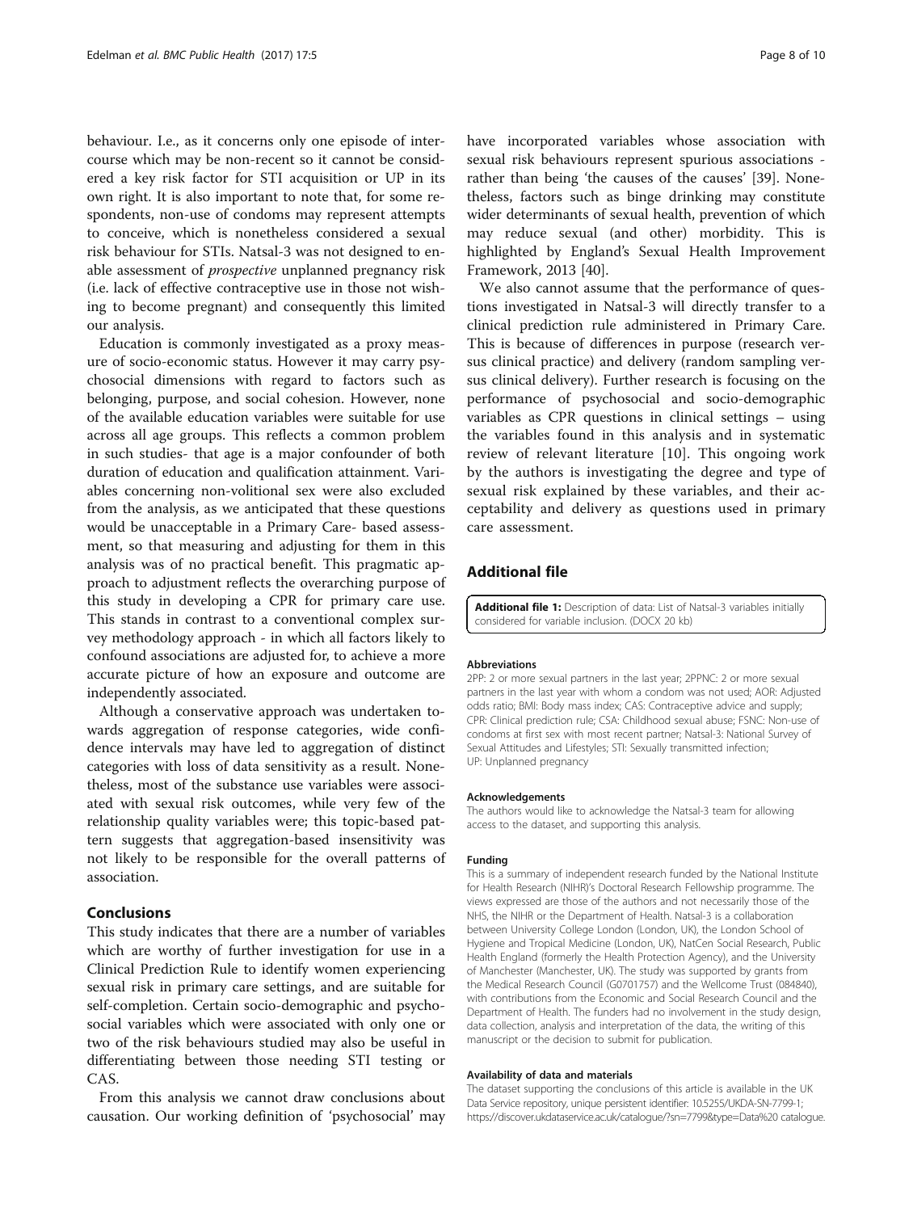behaviour. I.e., as it concerns only one episode of intercourse which may be non-recent so it cannot be considered a key risk factor for STI acquisition or UP in its own right. It is also important to note that, for some respondents, non-use of condoms may represent attempts to conceive, which is nonetheless considered a sexual risk behaviour for STIs. Natsal-3 was not designed to enable assessment of *prospective* unplanned pregnancy risk (i.e. lack of effective contraceptive use in those not wishing to become pregnant) and consequently this limited our analysis.

Education is commonly investigated as a proxy measure of socio-economic status. However it may carry psychosocial dimensions with regard to factors such as belonging, purpose, and social cohesion. However, none of the available education variables were suitable for use across all age groups. This reflects a common problem in such studies- that age is a major confounder of both duration of education and qualification attainment. Variables concerning non-volitional sex were also excluded from the analysis, as we anticipated that these questions would be unacceptable in a Primary Care- based assessment, so that measuring and adjusting for them in this analysis was of no practical benefit. This pragmatic approach to adjustment reflects the overarching purpose of this study in developing a CPR for primary care use. This stands in contrast to a conventional complex survey methodology approach - in which all factors likely to confound associations are adjusted for, to achieve a more accurate picture of how an exposure and outcome are independently associated.

Although a conservative approach was undertaken towards aggregation of response categories, wide confidence intervals may have led to aggregation of distinct categories with loss of data sensitivity as a result. Nonetheless, most of the substance use variables were associated with sexual risk outcomes, while very few of the relationship quality variables were; this topic-based pattern suggests that aggregation-based insensitivity was not likely to be responsible for the overall patterns of association.

## Conclusions

This study indicates that there are a number of variables which are worthy of further investigation for use in a Clinical Prediction Rule to identify women experiencing sexual risk in primary care settings, and are suitable for self-completion. Certain socio-demographic and psychosocial variables which were associated with only one or two of the risk behaviours studied may also be useful in differentiating between those needing STI testing or CAS.

From this analysis we cannot draw conclusions about causation. Our working definition of 'psychosocial' may have incorporated variables whose association with sexual risk behaviours represent spurious associations - rather than being 'the causes of the causes' [39]. Nonetheless, factors such as binge drinking may constitute wider determinants of sexual health, prevention of which may reduce sexual (and other) morbidity. This is highlighted by England's Sexual Health Improvement Framework, 2013 [40].

We also cannot assume that the performance of questions investigated in Natsal-3 will directly transfer to a clinical prediction rule administered in Primary Care. This is because of differences in purpose (research versus clinical practice) and delivery (random sampling versus clinical delivery). Further research is focusing on the performance of psychosocial and socio-demographic variables as CPR questions in clinical settings – using the variables found in this analysis and in systematic review of relevant literature [10]. This ongoing work by the authors is investigating the degree and type of sexual risk explained by these variables, and their acceptability and delivery as questions used in primary care assessment.

## Additional file

**Additional file 1:** Description of data: List of Natsal-3 variables initially considered for variable inclusion. (DOCX 20 kb)

#### Abbreviations

2PP: 2 or more sexual partners in the last year; 2PPNC: 2 or more sexual partners in the last year with whom a condom was not used; AOR: Adjusted odds ratio; BMI: Body mass index; CAS: Contraceptive advice and supply; CPR: Clinical prediction rule; CSA: Childhood sexual abuse; FSNC: Non-use of condoms at first sex with most recent partner; Natsal-3: National Survey of Sexual Attitudes and Lifestyles; STI: Sexually transmitted infection; UP: Unplanned pregnancy

#### Acknowledgements

The authors would like to acknowledge the Natsal-3 team for allowing access to the dataset, and supporting this analysis.

#### Funding

This is a summary of independent research funded by the National Institute for Health Research (NIHR)'s Doctoral Research Fellowship programme. The views expressed are those of the authors and not necessarily those of the NHS, the NIHR or the Department of Health. Natsal-3 is a collaboration between University College London (London, UK), the London School of Hygiene and Tropical Medicine (London, UK), NatCen Social Research, Public Health England (formerly the Health Protection Agency), and the University of Manchester (Manchester, UK). The study was supported by grants from the Medical Research Council (G0701757) and the Wellcome Trust (084840), with contributions from the Economic and Social Research Council and the Department of Health. The funders had no involvement in the study design, data collection, analysis and interpretation of the data, the writing of this manuscript or the decision to submit for publication.

#### Availability of data and materials

The dataset supporting the conclusions of this article is available in the UK Data Service repository, unique persistent identifier: 10.5255/UKDA-SN-7799-1; https://discover.ukdataservice.ac.uk/catalogue/?sn=7799&type=Data%20 catalogue.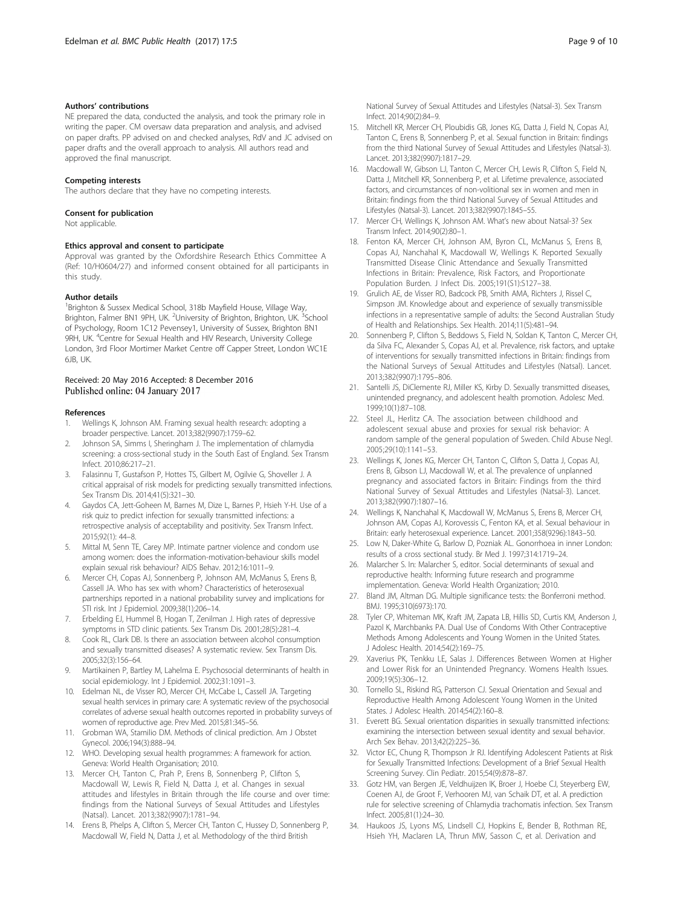### Authors' contributions

NE prepared the data, conducted the analysis, and took the primary role in writing the paper. CM oversaw data preparation and analysis, and advised on paper drafts. PP advised on and checked analyses, RdV and JC advised on paper drafts and the overall approach to analysis. All authors read and approved the final manuscript.

### Competing interests

The authors declare that they have no competing interests.

### Consent for publication

Not applicable.

### Ethics approval and consent to participate

Approval was granted by the Oxfordshire Research Ethics Committee A (Ref: 10/H0604/27) and informed consent obtained for all participants in this study.

### Author details

[1]Brighton & Sussex Medical School, 318b Mayfield House, Village Way, Brighton, Falmer BN1 9PH, UK. [2]University of Brighton, Brighton, UK. [3]School of Psychology, Room 1C12 Pevensey1, University of Sussex, Brighton BN1 9RH, UK. [4]Centre for Sexual Health and HIV Research, University College London, 3rd Floor Mortimer Market Centre off Capper Street, London WC1E 6JB, UK.

Received: 20 May 2016 Accepted: 8 December 2016
Published online: 04 January 2017

### References

1. Wellings K, Johnson AM. Framing sexual health research: adopting a broader perspective. Lancet. 2013;382(9907):1759–62.
2. Johnson SA, Simms I, Sheringham J. The implementation of chlamydia screening: a cross-sectional study in the South East of England. Sex Transm Infect. 2010;86:217–21.
3. Falasinnu T, Gustafson P, Hottes TS, Gilbert M, Ogilvie G, Shoveller J. A critical appraisal of risk models for predicting sexually transmitted infections. Sex Transm Dis. 2014;41(5):321–30.
4. Gaydos CA, Jett-Goheen M, Barnes M, Dize L, Barnes P, Hsieh Y-H. Use of a risk quiz to predict infection for sexually transmitted infections: a retrospective analysis of acceptability and positivity. Sex Transm Infect. 2015;92(1): 44–8.
5. Mittal M, Senn TE, Carey MP. Intimate partner violence and condom use among women: does the information-motivation-behaviour skills model explain sexual risk behaviour? AIDS Behav. 2012;16:1011–9.
6. Mercer CH, Copas AJ, Sonnenberg P, Johnson AM, McManus S, Erens B, Cassell JA. Who has sex with whom? Characteristics of heterosexual partnerships reported in a national probability survey and implications for STI risk. Int J Epidemiol. 2009;38(1):206–14.
7. Erbelding EJ, Hummel B, Hogan T, Zenilman J. High rates of depressive symptoms in STD clinic patients. Sex Transm Dis. 2001;28(5):281–4.
8. Cook RL, Clark DB. Is there an association between alcohol consumption and sexually transmitted diseases? A systematic review. Sex Transm Dis. 2005;32(3):156–64.
9. Martikainen P, Bartley M, Lahelma E. Psychosocial determinants of health in social epidemiology. Int J Epidemiol. 2002;31:1091–3.
10. Edelman NL, de Visser RO, Mercer CH, McCabe L, Cassell JA. Targeting sexual health services in primary care: A systematic review of the psychosocial correlates of adverse sexual health outcomes reported in probability surveys of women of reproductive age. Prev Med. 2015;81:345–56.
11. Grobman WA, Stamilio DM. Methods of clinical prediction. Am J Obstet Gynecol. 2006;194(3):888–94.
12. WHO. Developing sexual health programmes: A framework for action. Geneva: World Health Organisation; 2010.
13. Mercer CH, Tanton C, Prah P, Erens B, Sonnenberg P, Clifton S, Macdowall W, Lewis R, Field N, Datta J, et al. Changes in sexual attitudes and lifestyles in Britain through the life course and over time: findings from the National Surveys of Sexual Attitudes and Lifestyles (Natsal). Lancet. 2013;382(9907):1781–94.
14. Erens B, Phelps A, Clifton S, Mercer CH, Tanton C, Hussey D, Sonnenberg P, Macdowall W, Field N, Datta J, et al. Methodology of the third British National Survey of Sexual Attitudes and Lifestyles (Natsal-3). Sex Transm Infect. 2014;90(2):84–9.
15. Mitchell KR, Mercer CH, Ploubidis GB, Jones KG, Datta J, Field N, Copas AJ, Tanton C, Erens B, Sonnenberg P, et al. Sexual function in Britain: findings from the third National Survey of Sexual Attitudes and Lifestyles (Natsal-3). Lancet. 2013;382(9907):1817–29.
16. Macdowall W, Gibson LJ, Tanton C, Mercer CH, Lewis R, Clifton S, Field N, Datta J, Mitchell KR, Sonnenberg P, et al. Lifetime prevalence, associated factors, and circumstances of non-volitional sex in women and men in Britain: findings from the third National Survey of Sexual Attitudes and Lifestyles (Natsal-3). Lancet. 2013;382(9907):1845–55.
17. Mercer CH, Wellings K, Johnson AM. What's new about Natsal-3? Sex Transm Infect. 2014;90(2):80–1.
18. Fenton KA, Mercer CH, Johnson AM, Byron CL, McManus S, Erens B, Copas AJ, Nanchahal K, Macdowall W, Wellings K. Reported Sexually Transmitted Disease Clinic Attendance and Sexually Transmitted Infections in Britain: Prevalence, Risk Factors, and Proportionate Population Burden. J Infect Dis. 2005;191(S1):S127–38.
19. Grulich AE, de Visser RO, Badcock PB, Smith AMA, Richters J, Rissel C, Simpson JM. Knowledge about and experience of sexually transmissible infections in a representative sample of adults: the Second Australian Study of Health and Relationships. Sex Health. 2014;11(5):481–94.
20. Sonnenberg P, Clifton S, Beddows S, Field N, Soldan K, Tanton C, Mercer CH, da Silva FC, Alexander S, Copas AJ, et al. Prevalence, risk factors, and uptake of interventions for sexually transmitted infections in Britain: findings from the National Surveys of Sexual Attitudes and Lifestyles (Natsal). Lancet. 2013;382(9907):1795–806.
21. Santelli JS, DiClemente RJ, Miller KS, Kirby D. Sexually transmitted diseases, unintended pregnancy, and adolescent health promotion. Adolesc Med. 1999;10(1):87–108.
22. Steel JL, Herlitz CA. The association between childhood and adolescent sexual abuse and proxies for sexual risk behavior: A random sample of the general population of Sweden. Child Abuse Negl. 2005;29(10):1141–53.
23. Wellings K, Jones KG, Mercer CH, Tanton C, Clifton S, Datta J, Copas AJ, Erens B, Gibson LJ, Macdowall W, et al. The prevalence of unplanned pregnancy and associated factors in Britain: Findings from the third National Survey of Sexual Attitudes and Lifestyles (Natsal-3). Lancet. 2013;382(9907):1807–16.
24. Wellings K, Nanchahal K, Macdowall W, McManus S, Erens B, Mercer CH, Johnson AM, Copas AJ, Korovessis C, Fenton KA, et al. Sexual behaviour in Britain: early heterosexual experience. Lancet. 2001;358(9296):1843–50.
25. Low N, Daker-White G, Barlow D, Pozniak AL. Gonorrhoea in inner London: results of a cross sectional study. Br Med J. 1997;314:1719–24.
26. Malarcher S. In: Malarcher S, editor. Social determinants of sexual and reproductive health: Informing future research and programme implementation. Geneva: World Health Organization; 2010.
27. Bland JM, Altman DG. Multiple significance tests: the Bonferroni method. BMJ. 1995;310(6973):170.
28. Tyler CP, Whiteman MK, Kraft JM, Zapata LB, Hillis SD, Curtis KM, Anderson J, Pazol K, Marchbanks PA. Dual Use of Condoms With Other Contraceptive Methods Among Adolescents and Young Women in the United States. J Adolesc Health. 2014;54(2):169–75.
29. Xaverius PK, Tenkku LE, Salas J. Differences Between Women at Higher and Lower Risk for an Unintended Pregnancy. Womens Health Issues. 2009;19(5):306–12.
30. Tornello SL, Riskind RG, Patterson CJ. Sexual Orientation and Sexual and Reproductive Health Among Adolescent Young Women in the United States. J Adolesc Health. 2014;54(2):160–8.
31. Everett BG. Sexual orientation disparities in sexually transmitted infections: examining the intersection between sexual identity and sexual behavior. Arch Sex Behav. 2013;42(2):225–36.
32. Victor EC, Chung R, Thompson Jr RJ. Identifying Adolescent Patients at Risk for Sexually Transmitted Infections: Development of a Brief Sexual Health Screening Survey. Clin Pediatr. 2015;54(9):878–87.
33. Gotz HM, van Bergen JE, Veldhuijzen IK, Broer J, Hoebe CJ, Steyerberg EW, Coenen AJ, de Groot F, Verhooren MJ, van Schaik DT, et al. A prediction rule for selective screening of Chlamydia trachomatis infection. Sex Transm Infect. 2005;81(1):24–30.
34. Haukoos JS, Lyons MS, Lindsell CJ, Hopkins E, Bender B, Rothman RE, Hsieh YH, Maclaren LA, Thrun MW, Sasson C, et al. Derivation and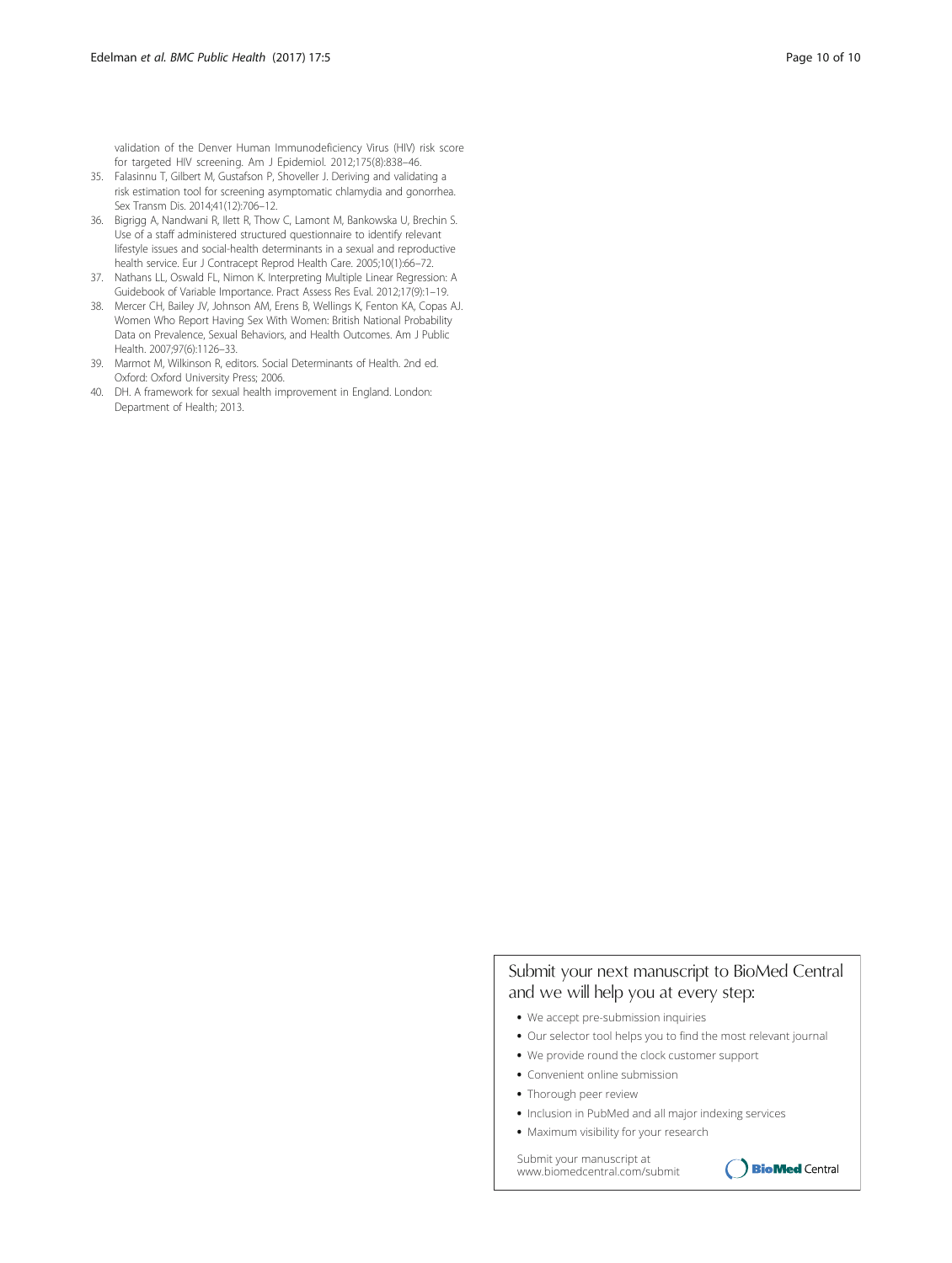validation of the Denver Human Immunodeficiency Virus (HIV) risk score for targeted HIV screening. Am J Epidemiol. 2012;175(8):838–46.

35. Falasinnu T, Gilbert M, Gustafson P, Shoveller J. Deriving and validating a risk estimation tool for screening asymptomatic chlamydia and gonorrhea. Sex Transm Dis. 2014;41(12):706–12.
36. Bigrigg A, Nandwani R, Ilett R, Thow C, Lamont M, Bankowska U, Brechin S. Use of a staff administered structured questionnaire to identify relevant lifestyle issues and social-health determinants in a sexual and reproductive health service. Eur J Contracept Reprod Health Care. 2005;10(1):66–72.
37. Nathans LL, Oswald FL, Nimon K. Interpreting Multiple Linear Regression: A Guidebook of Variable Importance. Pract Assess Res Eval. 2012;17(9):1–19.
38. Mercer CH, Bailey JV, Johnson AM, Erens B, Wellings K, Fenton KA, Copas AJ. Women Who Report Having Sex With Women: British National Probability Data on Prevalence, Sexual Behaviors, and Health Outcomes. Am J Public Health. 2007;97(6):1126–33.
39. Marmot M, Wilkinson R, editors. Social Determinants of Health. 2nd ed. Oxford: Oxford University Press; 2006.
40. DH. A framework for sexual health improvement in England. London: Department of Health; 2013.

Submit your next manuscript to BioMed Central and we will help you at every step:

- We accept pre-submission inquiries
- Our selector tool helps you to find the most relevant journal
- We provide round the clock customer support
- Convenient online submission
- Thorough peer review
- Inclusion in PubMed and all major indexing services
- Maximum visibility for your research

Submit your manuscript at www.biomedcentral.com/submit

BioMed Central